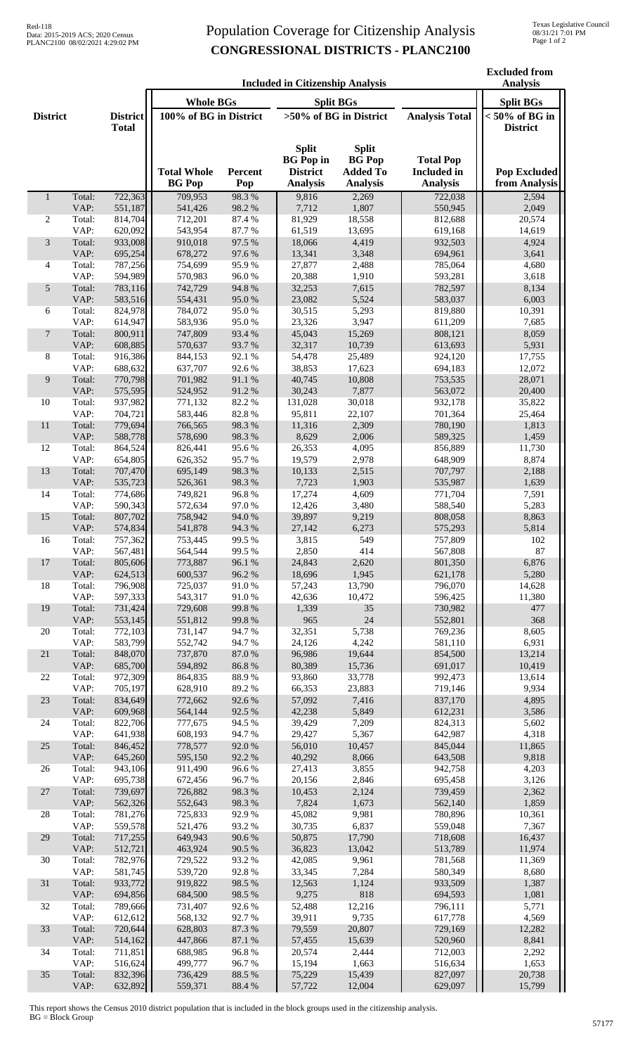# Population Coverage for Citizenship Analysis

## CONGRESSIONAL DISTRICTS - PLANC2100

Red-118
Data: 2015-2019 ACS; 2020 Census
PLANC2100 08/02/2021 4:29:02 PM

Texas Legislative Council
08/31/21 7:01 PM

| District | | District Total | Included in Citizenship Analysis | | | | | Excluded from Analysis |
|---|---|---|---|---|---|---|---|---|
| | | | Whole BGs | | Split BGs | | | Split BGs |
| | | | 100% of BG in District | | >50% of BG in District | | Analysis Total | < 50% of BG in District |
| | | | Total Whole BG Pop | Percent Pop | Split BG Pop in District Analysis | Split BG Pop Added To Analysis | Total Pop Included in Analysis | Pop Excluded from Analysis |
| 1 | Total: | 722,363 | 709,953 | 98.3 % | 9,816 | 2,269 | 722,038 | 2,594 |
| | VAP: | 551,187 | 541,426 | 98.2 % | 7,712 | 1,807 | 550,945 | 2,049 |
| 2 | Total: | 814,704 | 712,201 | 87.4 % | 81,929 | 18,558 | 812,688 | 20,574 |
| | VAP: | 620,092 | 543,954 | 87.7 % | 61,519 | 13,695 | 619,168 | 14,619 |
| 3 | Total: | 933,008 | 910,018 | 97.5 % | 18,066 | 4,419 | 932,503 | 4,924 |
| | VAP: | 695,254 | 678,272 | 97.6 % | 13,341 | 3,348 | 694,961 | 3,641 |
| 4 | Total: | 787,256 | 754,699 | 95.9 % | 27,877 | 2,488 | 785,064 | 4,680 |
| | VAP: | 594,989 | 570,983 | 96.0 % | 20,388 | 1,910 | 593,281 | 3,618 |
| 5 | Total: | 783,116 | 742,729 | 94.8 % | 32,253 | 7,615 | 782,597 | 8,134 |
| | VAP: | 583,516 | 554,431 | 95.0 % | 23,082 | 5,524 | 583,037 | 6,003 |
| 6 | Total: | 824,978 | 784,072 | 95.0 % | 30,515 | 5,293 | 819,880 | 10,391 |
| | VAP: | 614,947 | 583,936 | 95.0 % | 23,326 | 3,947 | 611,209 | 7,685 |
| 7 | Total: | 800,911 | 747,809 | 93.4 % | 45,043 | 15,269 | 808,121 | 8,059 |
| | VAP: | 608,885 | 570,637 | 93.7 % | 32,317 | 10,739 | 613,693 | 5,931 |
| 8 | Total: | 916,386 | 844,153 | 92.1 % | 54,478 | 25,489 | 924,120 | 17,755 |
| | VAP: | 688,632 | 637,707 | 92.6 % | 38,853 | 17,623 | 694,183 | 12,072 |
| 9 | Total: | 770,798 | 701,982 | 91.1 % | 40,745 | 10,808 | 753,535 | 28,071 |
| | VAP: | 575,595 | 524,952 | 91.2 % | 30,243 | 7,877 | 563,072 | 20,400 |
| 10 | Total: | 937,982 | 771,132 | 82.2 % | 131,028 | 30,018 | 932,178 | 35,822 |
| | VAP: | 704,721 | 583,446 | 82.8 % | 95,811 | 22,107 | 701,364 | 25,464 |
| 11 | Total: | 779,694 | 766,565 | 98.3 % | 11,316 | 2,309 | 780,190 | 1,813 |
| | VAP: | 588,778 | 578,690 | 98.3 % | 8,629 | 2,006 | 589,325 | 1,459 |
| 12 | Total: | 864,524 | 826,441 | 95.6 % | 26,353 | 4,095 | 856,889 | 11,730 |
| | VAP: | 654,805 | 626,352 | 95.7 % | 19,579 | 2,978 | 648,909 | 8,874 |
| 13 | Total: | 707,470 | 695,149 | 98.3 % | 10,133 | 2,515 | 707,797 | 2,188 |
| | VAP: | 535,723 | 526,361 | 98.3 % | 7,723 | 1,903 | 535,987 | 1,639 |
| 14 | Total: | 774,686 | 749,821 | 96.8 % | 17,274 | 4,609 | 771,704 | 7,591 |
| | VAP: | 590,343 | 572,634 | 97.0 % | 12,426 | 3,480 | 588,540 | 5,283 |
| 15 | Total: | 807,702 | 758,942 | 94.0 % | 39,897 | 9,219 | 808,058 | 8,863 |
| | VAP: | 574,834 | 541,878 | 94.3 % | 27,142 | 6,273 | 575,293 | 5,814 |
| 16 | Total: | 757,362 | 753,445 | 99.5 % | 3,815 | 549 | 757,809 | 102 |
| | VAP: | 567,481 | 564,544 | 99.5 % | 2,850 | 414 | 567,808 | 87 |
| 17 | Total: | 805,606 | 773,887 | 96.1 % | 24,843 | 2,620 | 801,350 | 6,876 |
| | VAP: | 624,513 | 600,537 | 96.2 % | 18,696 | 1,945 | 621,178 | 5,280 |
| 18 | Total: | 796,908 | 725,037 | 91.0 % | 57,243 | 13,790 | 796,070 | 14,628 |
| | VAP: | 597,333 | 543,317 | 91.0 % | 42,636 | 10,472 | 596,425 | 11,380 |
| 19 | Total: | 731,424 | 729,608 | 99.8 % | 1,339 | 35 | 730,982 | 477 |
| | VAP: | 553,145 | 551,812 | 99.8 % | 965 | 24 | 552,801 | 368 |
| 20 | Total: | 772,103 | 731,147 | 94.7 % | 32,351 | 5,738 | 769,236 | 8,605 |
| | VAP: | 583,799 | 552,742 | 94.7 % | 24,126 | 4,242 | 581,110 | 6,931 |
| 21 | Total: | 848,070 | 737,870 | 87.0 % | 96,986 | 19,644 | 854,500 | 13,214 |
| | VAP: | 685,700 | 594,892 | 86.8 % | 80,389 | 15,736 | 691,017 | 10,419 |
| 22 | Total: | 972,309 | 864,835 | 88.9 % | 93,860 | 33,778 | 992,473 | 13,614 |
| | VAP: | 705,197 | 628,910 | 89.2 % | 66,353 | 23,883 | 719,146 | 9,934 |
| 23 | Total: | 834,649 | 772,662 | 92.6 % | 57,092 | 7,416 | 837,170 | 4,895 |
| | VAP: | 609,968 | 564,144 | 92.5 % | 42,238 | 5,849 | 612,231 | 3,586 |
| 24 | Total: | 822,706 | 777,675 | 94.5 % | 39,429 | 7,209 | 824,313 | 5,602 |
| | VAP: | 641,938 | 608,193 | 94.7 % | 29,427 | 5,367 | 642,987 | 4,318 |
| 25 | Total: | 846,452 | 778,577 | 92.0 % | 56,010 | 10,457 | 845,044 | 11,865 |
| | VAP: | 645,260 | 595,150 | 92.2 % | 40,292 | 8,066 | 643,508 | 9,818 |
| 26 | Total: | 943,106 | 911,490 | 96.6 % | 27,413 | 3,855 | 942,758 | 4,203 |
| | VAP: | 695,738 | 672,456 | 96.7 % | 20,156 | 2,846 | 695,458 | 3,126 |
| 27 | Total: | 739,697 | 726,882 | 98.3 % | 10,453 | 2,124 | 739,459 | 2,362 |
| | VAP: | 562,326 | 552,643 | 98.3 % | 7,824 | 1,673 | 562,140 | 1,859 |
| 28 | Total: | 781,276 | 725,833 | 92.9 % | 45,082 | 9,981 | 780,896 | 10,361 |
| | VAP: | 559,578 | 521,476 | 93.2 % | 30,735 | 6,837 | 559,048 | 7,367 |
| 29 | Total: | 717,255 | 649,943 | 90.6 % | 50,875 | 17,790 | 718,608 | 16,437 |
| | VAP: | 512,721 | 463,924 | 90.5 % | 36,823 | 13,042 | 513,789 | 11,974 |
| 30 | Total: | 782,976 | 729,522 | 93.2 % | 42,085 | 9,961 | 781,568 | 11,369 |
| | VAP: | 581,745 | 539,720 | 92.8 % | 33,345 | 7,284 | 580,349 | 8,680 |
| 31 | Total: | 933,772 | 919,822 | 98.5 % | 12,563 | 1,124 | 933,509 | 1,387 |
| | VAP: | 694,856 | 684,500 | 98.5 % | 9,275 | 818 | 694,593 | 1,081 |
| 32 | Total: | 789,666 | 731,407 | 92.6 % | 52,488 | 12,216 | 796,111 | 5,771 |
| | VAP: | 612,612 | 568,132 | 92.7 % | 39,911 | 9,735 | 617,778 | 4,569 |
| 33 | Total: | 720,644 | 628,803 | 87.3 % | 79,559 | 20,807 | 729,169 | 12,282 |
| | VAP: | 514,162 | 447,866 | 87.1 % | 57,455 | 15,639 | 520,960 | 8,841 |
| 34 | Total: | 711,851 | 688,985 | 96.8 % | 20,574 | 2,444 | 712,003 | 2,292 |
| | VAP: | 516,624 | 499,777 | 96.7 % | 15,194 | 1,663 | 516,634 | 1,653 |
| 35 | Total: | 832,396 | 736,429 | 88.5 % | 75,229 | 15,439 | 827,097 | 20,738 |
| | VAP: | 632,892 | 559,371 | 88.4 % | 57,722 | 12,004 | 629,097 | 15,799 |

This report shows the Census 2010 district population that is included in the block groups used in the citizenship analysis.
BG = Block Group

57177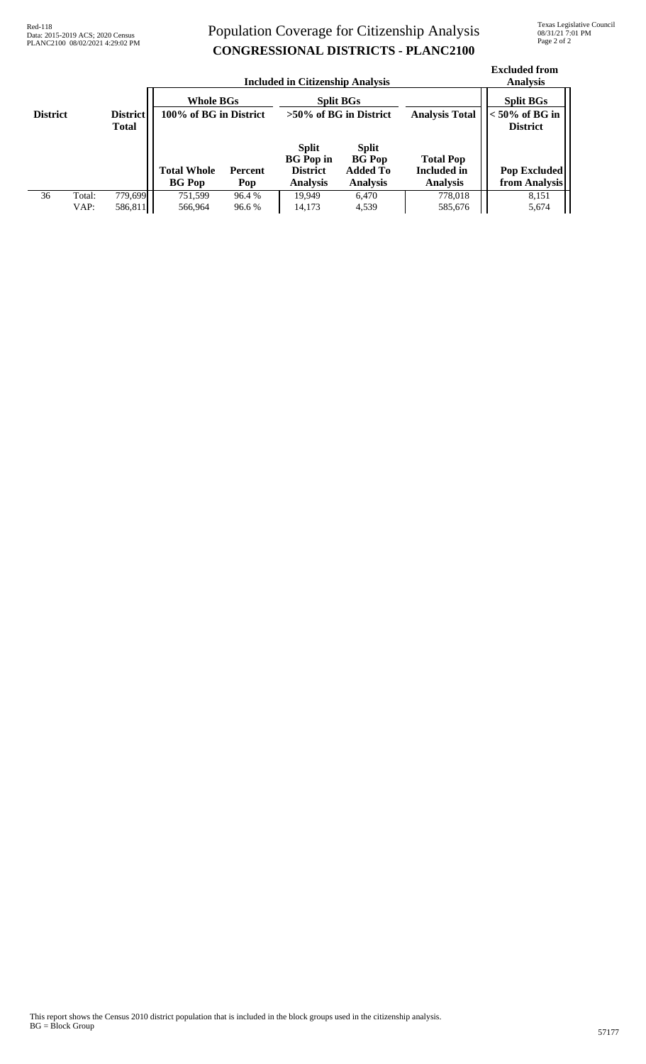# Population Coverage for Citizenship Analysis

## CONGRESSIONAL DISTRICTS - PLANC2100

| District | | District Total | Included in Citizenship Analysis | | | | | Excluded from Analysis |
|---|---|---|---|---|---|---|---|---|
| | | | Whole BGs 100% of BG in District | | Split BGs >50% of BG in District | | Analysis Total | Split BGs < 50% of BG in District |
| | | | Total Whole BG Pop | Percent Pop | Split BG Pop in District Analysis | Split BG Pop Added To Analysis | Total Pop Included in Analysis | Pop Excluded from Analysis |
| 36 | Total: | 779,699 | 751,599 | 96.4 % | 19,949 | 6,470 | 778,018 | 8,151 |
| | VAP: | 586,811 | 566,964 | 96.6 % | 14,173 | 4,539 | 585,676 | 5,674 |

This report shows the Census 2010 district population that is included in the block groups used in the citizenship analysis.
BG = Block Group